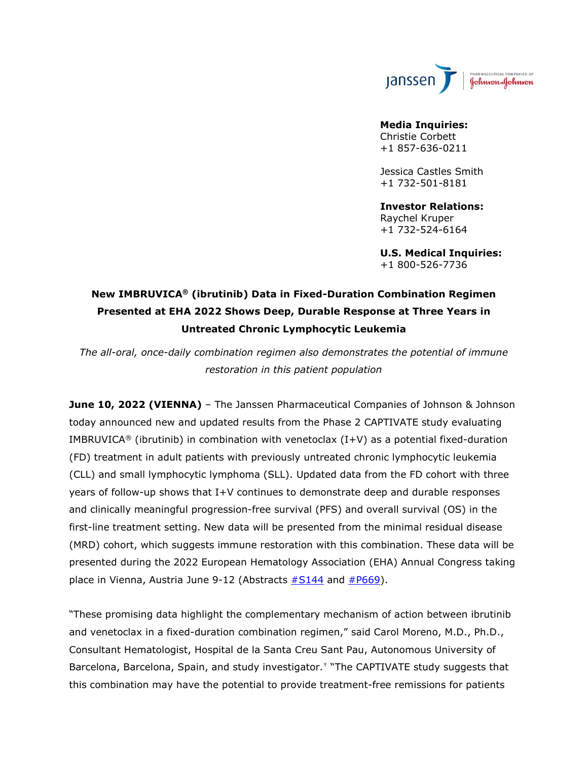**Media Inquiries:**
Christie Corbett
+1 857-636-0211

Jessica Castles Smith
+1 732-501-8181

**Investor Relations:**
Raychel Kruper
+1 732-524-6164

**U.S. Medical Inquiries:**
+1 800-526-7736

# New IMBRUVICA® (ibrutinib) Data in Fixed-Duration Combination Regimen Presented at EHA 2022 Shows Deep, Durable Response at Three Years in Untreated Chronic Lymphocytic Leukemia

*The all-oral, once-daily combination regimen also demonstrates the potential of immune restoration in this patient population*

**June 10, 2022 (VIENNA)** – The Janssen Pharmaceutical Companies of Johnson & Johnson today announced new and updated results from the Phase 2 CAPTIVATE study evaluating IMBRUVICA® (ibrutinib) in combination with venetoclax (I+V) as a potential fixed-duration (FD) treatment in adult patients with previously untreated chronic lymphocytic leukemia (CLL) and small lymphocytic lymphoma (SLL). Updated data from the FD cohort with three years of follow-up shows that I+V continues to demonstrate deep and durable responses and clinically meaningful progression-free survival (PFS) and overall survival (OS) in the first-line treatment setting. New data will be presented from the minimal residual disease (MRD) cohort, which suggests immune restoration with this combination. These data will be presented during the 2022 European Hematology Association (EHA) Annual Congress taking place in Vienna, Austria June 9-12 (Abstracts #S144 and #P669).

"These promising data highlight the complementary mechanism of action between ibrutinib and venetoclax in a fixed-duration combination regimen," said Carol Moreno, M.D., Ph.D., Consultant Hematologist, Hospital de la Santa Creu Sant Pau, Autonomous University of Barcelona, Barcelona, Spain, and study investigator.[†] "The CAPTIVATE study suggests that this combination may have the potential to provide treatment-free remissions for patients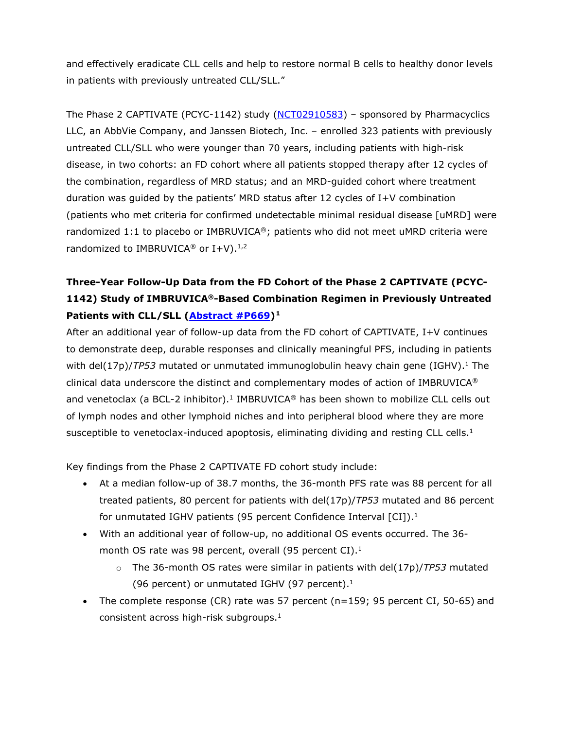and effectively eradicate CLL cells and help to restore normal B cells to healthy donor levels in patients with previously untreated CLL/SLL."

The Phase 2 CAPTIVATE (PCYC-1142) study (NCT02910583) – sponsored by Pharmacyclics LLC, an AbbVie Company, and Janssen Biotech, Inc. – enrolled 323 patients with previously untreated CLL/SLL who were younger than 70 years, including patients with high-risk disease, in two cohorts: an FD cohort where all patients stopped therapy after 12 cycles of the combination, regardless of MRD status; and an MRD-guided cohort where treatment duration was guided by the patients' MRD status after 12 cycles of I+V combination (patients who met criteria for confirmed undetectable minimal residual disease [uMRD] were randomized 1:1 to placebo or IMBRUVICA®; patients who did not meet uMRD criteria were randomized to IMBRUVICA® or I+V).[1,2]

**Three-Year Follow-Up Data from the FD Cohort of the Phase 2 CAPTIVATE (PCYC-1142) Study of IMBRUVICA®-Based Combination Regimen in Previously Untreated Patients with CLL/SLL (Abstract #P669)[1]**

After an additional year of follow-up data from the FD cohort of CAPTIVATE, I+V continues to demonstrate deep, durable responses and clinically meaningful PFS, including in patients with del(17p)/*TP53* mutated or unmutated immunoglobulin heavy chain gene (IGHV).[1] The clinical data underscore the distinct and complementary modes of action of IMBRUVICA® and venetoclax (a BCL-2 inhibitor).[1] IMBRUVICA® has been shown to mobilize CLL cells out of lymph nodes and other lymphoid niches and into peripheral blood where they are more susceptible to venetoclax-induced apoptosis, eliminating dividing and resting CLL cells.[1]

Key findings from the Phase 2 CAPTIVATE FD cohort study include:

- At a median follow-up of 38.7 months, the 36-month PFS rate was 88 percent for all treated patients, 80 percent for patients with del(17p)/*TP53* mutated and 86 percent for unmutated IGHV patients (95 percent Confidence Interval [CI]).[1]
- With an additional year of follow-up, no additional OS events occurred. The 36-month OS rate was 98 percent, overall (95 percent CI).[1]
    - The 36-month OS rates were similar in patients with del(17p)/*TP53* mutated (96 percent) or unmutated IGHV (97 percent).[1]
- The complete response (CR) rate was 57 percent (n=159; 95 percent CI, 50-65) and consistent across high-risk subgroups.[1]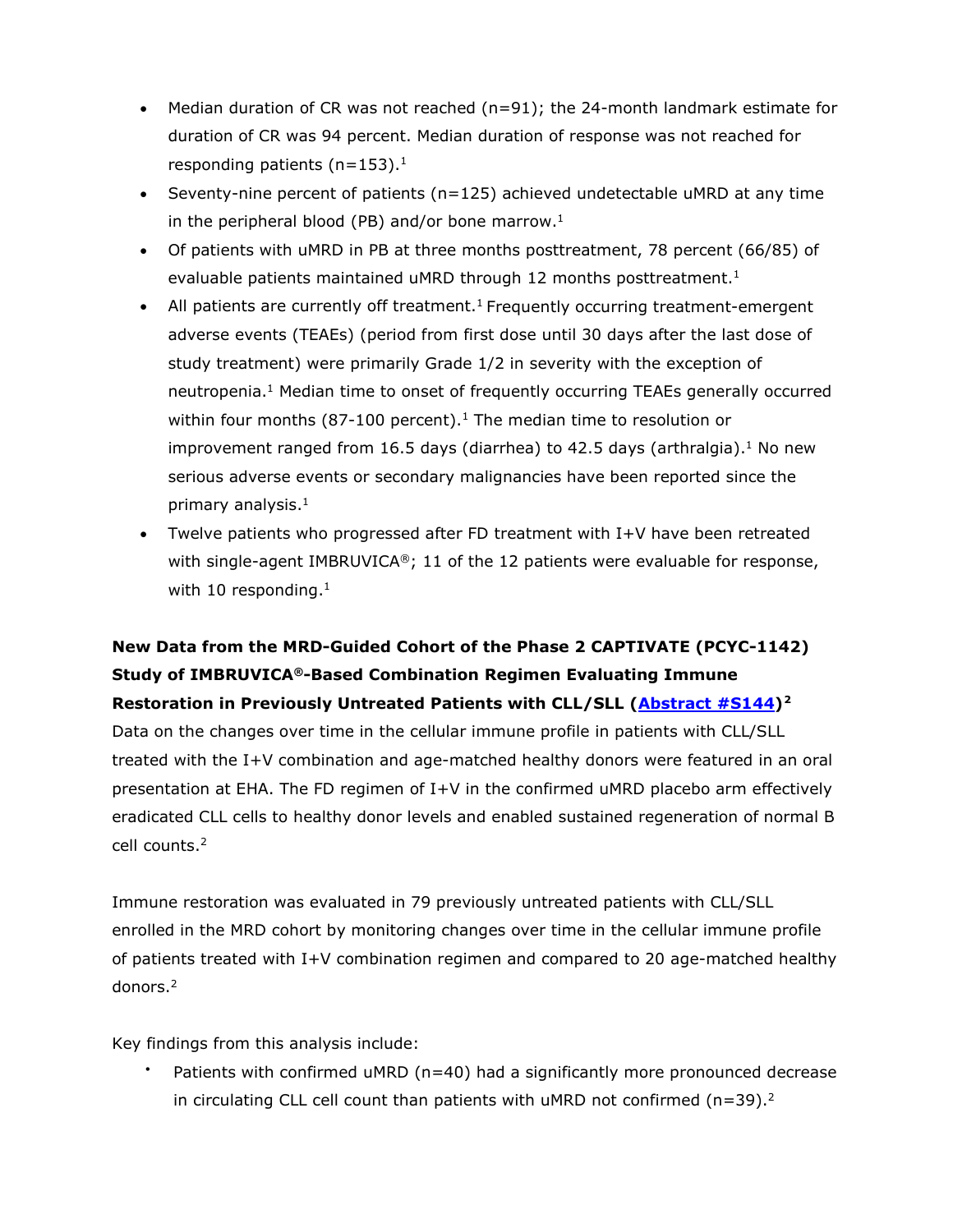- Median duration of CR was not reached (n=91); the 24-month landmark estimate for duration of CR was 94 percent. Median duration of response was not reached for responding patients (n=153).[1]
- Seventy-nine percent of patients (n=125) achieved undetectable uMRD at any time in the peripheral blood (PB) and/or bone marrow.[1]
- Of patients with uMRD in PB at three months posttreatment, 78 percent (66/85) of evaluable patients maintained uMRD through 12 months posttreatment.[1]
- All patients are currently off treatment.[1] Frequently occurring treatment-emergent adverse events (TEAEs) (period from first dose until 30 days after the last dose of study treatment) were primarily Grade 1/2 in severity with the exception of neutropenia.[1] Median time to onset of frequently occurring TEAEs generally occurred within four months (87-100 percent).[1] The median time to resolution or improvement ranged from 16.5 days (diarrhea) to 42.5 days (arthralgia).[1] No new serious adverse events or secondary malignancies have been reported since the primary analysis.[1]
- Twelve patients who progressed after FD treatment with I+V have been retreated with single-agent IMBRUVICA®; 11 of the 12 patients were evaluable for response, with 10 responding.[1]

**New Data from the MRD-Guided Cohort of the Phase 2 CAPTIVATE (PCYC-1142) Study of IMBRUVICA®-Based Combination Regimen Evaluating Immune Restoration in Previously Untreated Patients with CLL/SLL (Abstract #S144)[2]**

Data on the changes over time in the cellular immune profile in patients with CLL/SLL treated with the I+V combination and age-matched healthy donors were featured in an oral presentation at EHA. The FD regimen of I+V in the confirmed uMRD placebo arm effectively eradicated CLL cells to healthy donor levels and enabled sustained regeneration of normal B cell counts.[2]

Immune restoration was evaluated in 79 previously untreated patients with CLL/SLL enrolled in the MRD cohort by monitoring changes over time in the cellular immune profile of patients treated with I+V combination regimen and compared to 20 age-matched healthy donors.[2]

Key findings from this analysis include:

- Patients with confirmed uMRD (n=40) had a significantly more pronounced decrease in circulating CLL cell count than patients with uMRD not confirmed (n=39).[2]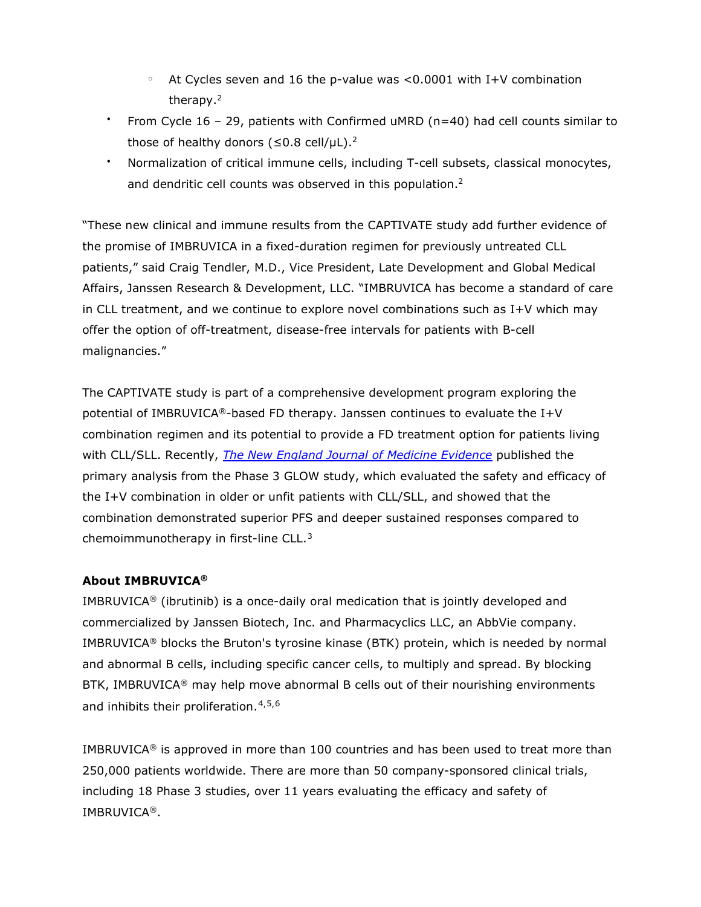- At Cycles seven and 16 the p-value was <0.0001 with I+V combination therapy.[2]
- From Cycle 16 – 29, patients with Confirmed uMRD (n=40) had cell counts similar to those of healthy donors (≤0.8 cell/μL).[2]
- Normalization of critical immune cells, including T-cell subsets, classical monocytes, and dendritic cell counts was observed in this population.[2]

"These new clinical and immune results from the CAPTIVATE study add further evidence of the promise of IMBRUVICA in a fixed-duration regimen for previously untreated CLL patients," said Craig Tendler, M.D., Vice President, Late Development and Global Medical Affairs, Janssen Research & Development, LLC. "IMBRUVICA has become a standard of care in CLL treatment, and we continue to explore novel combinations such as I+V which may offer the option of off-treatment, disease-free intervals for patients with B-cell malignancies."

The CAPTIVATE study is part of a comprehensive development program exploring the potential of IMBRUVICA®-based FD therapy. Janssen continues to evaluate the I+V combination regimen and its potential to provide a FD treatment option for patients living with CLL/SLL. Recently, *The New England Journal of Medicine Evidence* published the primary analysis from the Phase 3 GLOW study, which evaluated the safety and efficacy of the I+V combination in older or unfit patients with CLL/SLL, and showed that the combination demonstrated superior PFS and deeper sustained responses compared to chemoimmunotherapy in first-line CLL.[3]

**About IMBRUVICA®**

IMBRUVICA® (ibrutinib) is a once-daily oral medication that is jointly developed and commercialized by Janssen Biotech, Inc. and Pharmacyclics LLC, an AbbVie company. IMBRUVICA® blocks the Bruton's tyrosine kinase (BTK) protein, which is needed by normal and abnormal B cells, including specific cancer cells, to multiply and spread. By blocking BTK, IMBRUVICA® may help move abnormal B cells out of their nourishing environments and inhibits their proliferation.[4,5,6]

IMBRUVICA® is approved in more than 100 countries and has been used to treat more than 250,000 patients worldwide. There are more than 50 company-sponsored clinical trials, including 18 Phase 3 studies, over 11 years evaluating the efficacy and safety of IMBRUVICA®.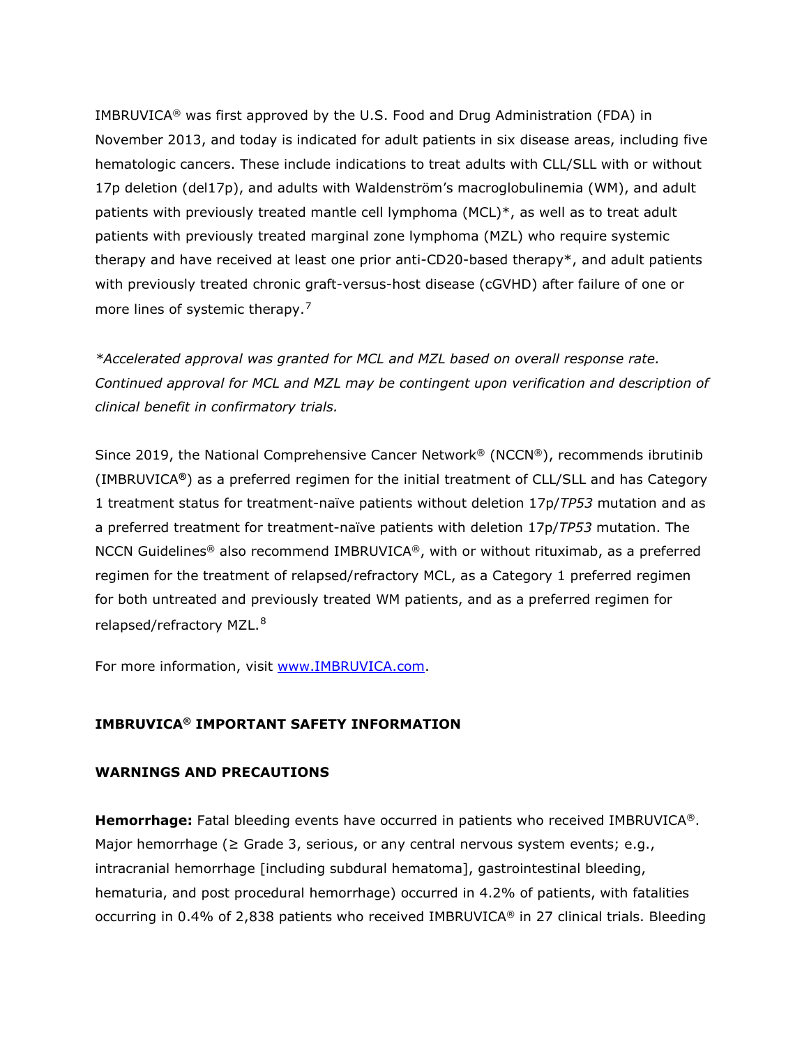IMBRUVICA® was first approved by the U.S. Food and Drug Administration (FDA) in November 2013, and today is indicated for adult patients in six disease areas, including five hematologic cancers. These include indications to treat adults with CLL/SLL with or without 17p deletion (del17p), and adults with Waldenström's macroglobulinemia (WM), and adult patients with previously treated mantle cell lymphoma (MCL)*, as well as to treat adult patients with previously treated marginal zone lymphoma (MZL) who require systemic therapy and have received at least one prior anti-CD20-based therapy*, and adult patients with previously treated chronic graft-versus-host disease (cGVHD) after failure of one or more lines of systemic therapy.[7]

*\*Accelerated approval was granted for MCL and MZL based on overall response rate. Continued approval for MCL and MZL may be contingent upon verification and description of clinical benefit in confirmatory trials.*

Since 2019, the National Comprehensive Cancer Network® (NCCN®), recommends ibrutinib (IMBRUVICA®) as a preferred regimen for the initial treatment of CLL/SLL and has Category 1 treatment status for treatment-naïve patients without deletion 17p/*TP53* mutation and as a preferred treatment for treatment-naïve patients with deletion 17p/*TP53* mutation. The NCCN Guidelines® also recommend IMBRUVICA®, with or without rituximab, as a preferred regimen for the treatment of relapsed/refractory MCL, as a Category 1 preferred regimen for both untreated and previously treated WM patients, and as a preferred regimen for relapsed/refractory MZL.[8]

For more information, visit [www.IMBRUVICA.com](http://www.IMBRUVICA.com).

## IMBRUVICA® IMPORTANT SAFETY INFORMATION

### WARNINGS AND PRECAUTIONS

**Hemorrhage:** Fatal bleeding events have occurred in patients who received IMBRUVICA®. Major hemorrhage (≥ Grade 3, serious, or any central nervous system events; e.g., intracranial hemorrhage [including subdural hematoma], gastrointestinal bleeding, hematuria, and post procedural hemorrhage) occurred in 4.2% of patients, with fatalities occurring in 0.4% of 2,838 patients who received IMBRUVICA® in 27 clinical trials. Bleeding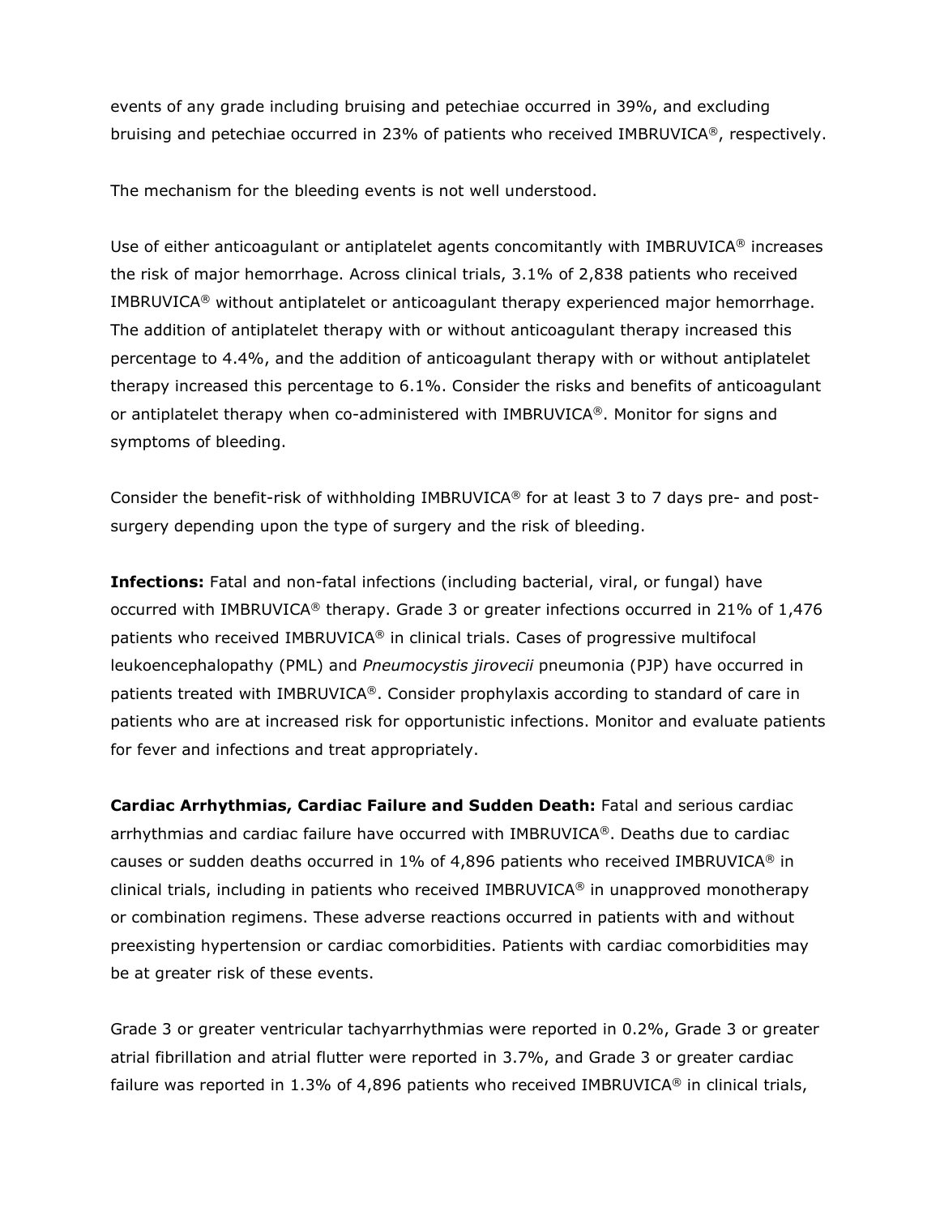events of any grade including bruising and petechiae occurred in 39%, and excluding bruising and petechiae occurred in 23% of patients who received IMBRUVICA®, respectively.

The mechanism for the bleeding events is not well understood.

Use of either anticoagulant or antiplatelet agents concomitantly with IMBRUVICA® increases the risk of major hemorrhage. Across clinical trials, 3.1% of 2,838 patients who received IMBRUVICA® without antiplatelet or anticoagulant therapy experienced major hemorrhage. The addition of antiplatelet therapy with or without anticoagulant therapy increased this percentage to 4.4%, and the addition of anticoagulant therapy with or without antiplatelet therapy increased this percentage to 6.1%. Consider the risks and benefits of anticoagulant or antiplatelet therapy when co-administered with IMBRUVICA®. Monitor for signs and symptoms of bleeding.

Consider the benefit-risk of withholding IMBRUVICA® for at least 3 to 7 days pre- and post-surgery depending upon the type of surgery and the risk of bleeding.

**Infections:** Fatal and non-fatal infections (including bacterial, viral, or fungal) have occurred with IMBRUVICA® therapy. Grade 3 or greater infections occurred in 21% of 1,476 patients who received IMBRUVICA® in clinical trials. Cases of progressive multifocal leukoencephalopathy (PML) and *Pneumocystis jirovecii* pneumonia (PJP) have occurred in patients treated with IMBRUVICA®. Consider prophylaxis according to standard of care in patients who are at increased risk for opportunistic infections. Monitor and evaluate patients for fever and infections and treat appropriately.

**Cardiac Arrhythmias, Cardiac Failure and Sudden Death:** Fatal and serious cardiac arrhythmias and cardiac failure have occurred with IMBRUVICA®. Deaths due to cardiac causes or sudden deaths occurred in 1% of 4,896 patients who received IMBRUVICA® in clinical trials, including in patients who received IMBRUVICA® in unapproved monotherapy or combination regimens. These adverse reactions occurred in patients with and without preexisting hypertension or cardiac comorbidities. Patients with cardiac comorbidities may be at greater risk of these events.

Grade 3 or greater ventricular tachyarrhythmias were reported in 0.2%, Grade 3 or greater atrial fibrillation and atrial flutter were reported in 3.7%, and Grade 3 or greater cardiac failure was reported in 1.3% of 4,896 patients who received IMBRUVICA® in clinical trials,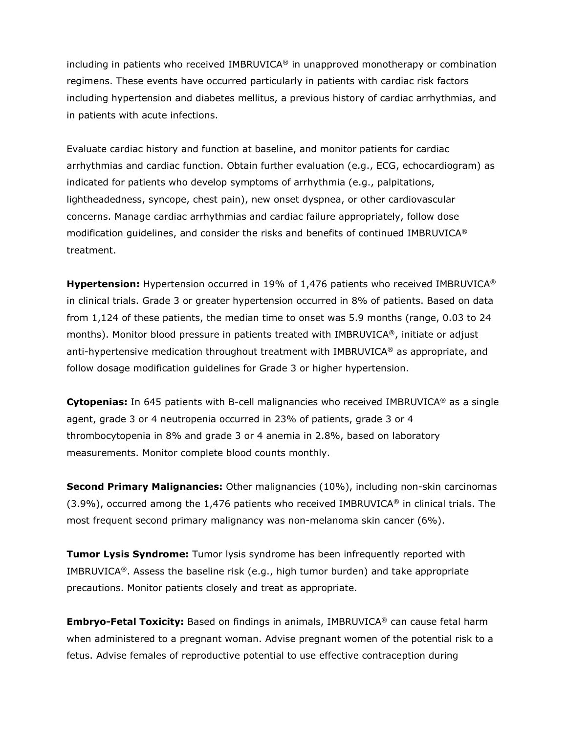including in patients who received IMBRUVICA® in unapproved monotherapy or combination regimens. These events have occurred particularly in patients with cardiac risk factors including hypertension and diabetes mellitus, a previous history of cardiac arrhythmias, and in patients with acute infections.

Evaluate cardiac history and function at baseline, and monitor patients for cardiac arrhythmias and cardiac function. Obtain further evaluation (e.g., ECG, echocardiogram) as indicated for patients who develop symptoms of arrhythmia (e.g., palpitations, lightheadedness, syncope, chest pain), new onset dyspnea, or other cardiovascular concerns. Manage cardiac arrhythmias and cardiac failure appropriately, follow dose modification guidelines, and consider the risks and benefits of continued IMBRUVICA® treatment.

**Hypertension:** Hypertension occurred in 19% of 1,476 patients who received IMBRUVICA® in clinical trials. Grade 3 or greater hypertension occurred in 8% of patients. Based on data from 1,124 of these patients, the median time to onset was 5.9 months (range, 0.03 to 24 months). Monitor blood pressure in patients treated with IMBRUVICA®, initiate or adjust anti-hypertensive medication throughout treatment with IMBRUVICA® as appropriate, and follow dosage modification guidelines for Grade 3 or higher hypertension.

**Cytopenias:** In 645 patients with B-cell malignancies who received IMBRUVICA® as a single agent, grade 3 or 4 neutropenia occurred in 23% of patients, grade 3 or 4 thrombocytopenia in 8% and grade 3 or 4 anemia in 2.8%, based on laboratory measurements. Monitor complete blood counts monthly.

**Second Primary Malignancies:** Other malignancies (10%), including non-skin carcinomas (3.9%), occurred among the 1,476 patients who received IMBRUVICA® in clinical trials. The most frequent second primary malignancy was non-melanoma skin cancer (6%).

**Tumor Lysis Syndrome:** Tumor lysis syndrome has been infrequently reported with IMBRUVICA®. Assess the baseline risk (e.g., high tumor burden) and take appropriate precautions. Monitor patients closely and treat as appropriate.

**Embryo-Fetal Toxicity:** Based on findings in animals, IMBRUVICA® can cause fetal harm when administered to a pregnant woman. Advise pregnant women of the potential risk to a fetus. Advise females of reproductive potential to use effective contraception during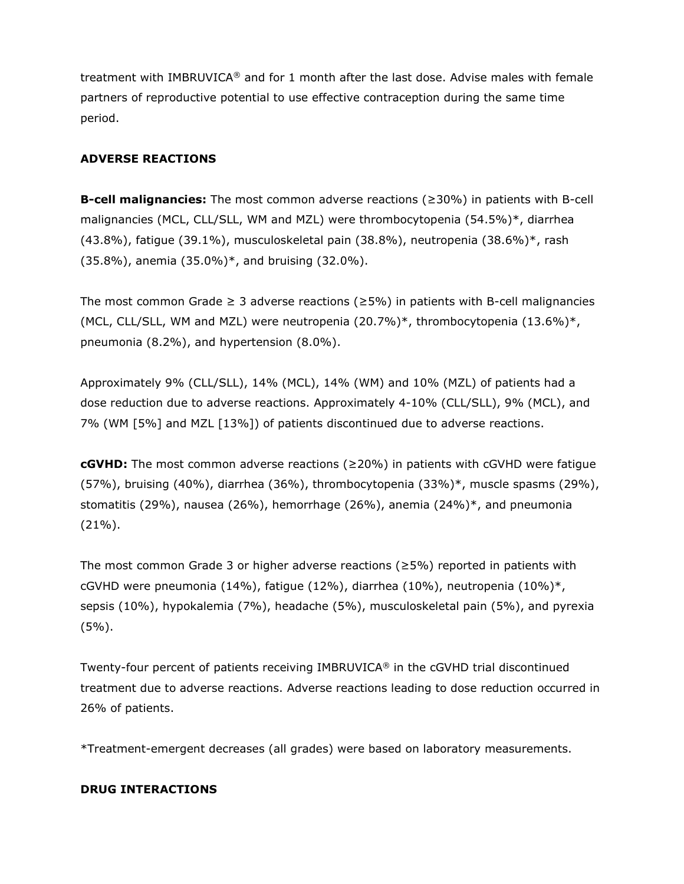treatment with IMBRUVICA® and for 1 month after the last dose. Advise males with female partners of reproductive potential to use effective contraception during the same time period.

## ADVERSE REACTIONS

**B-cell malignancies:** The most common adverse reactions (≥30%) in patients with B-cell malignancies (MCL, CLL/SLL, WM and MZL) were thrombocytopenia (54.5%)*, diarrhea (43.8%), fatigue (39.1%), musculoskeletal pain (38.8%), neutropenia (38.6%)*, rash (35.8%), anemia (35.0%)*, and bruising (32.0%).

The most common Grade ≥ 3 adverse reactions (≥5%) in patients with B-cell malignancies (MCL, CLL/SLL, WM and MZL) were neutropenia (20.7%)*, thrombocytopenia (13.6%)*, pneumonia (8.2%), and hypertension (8.0%).

Approximately 9% (CLL/SLL), 14% (MCL), 14% (WM) and 10% (MZL) of patients had a dose reduction due to adverse reactions. Approximately 4-10% (CLL/SLL), 9% (MCL), and 7% (WM [5%] and MZL [13%]) of patients discontinued due to adverse reactions.

**cGVHD:** The most common adverse reactions (≥20%) in patients with cGVHD were fatigue (57%), bruising (40%), diarrhea (36%), thrombocytopenia (33%)*, muscle spasms (29%), stomatitis (29%), nausea (26%), hemorrhage (26%), anemia (24%)*, and pneumonia (21%).

The most common Grade 3 or higher adverse reactions (≥5%) reported in patients with cGVHD were pneumonia (14%), fatigue (12%), diarrhea (10%), neutropenia (10%)*, sepsis (10%), hypokalemia (7%), headache (5%), musculoskeletal pain (5%), and pyrexia (5%).

Twenty-four percent of patients receiving IMBRUVICA® in the cGVHD trial discontinued treatment due to adverse reactions. Adverse reactions leading to dose reduction occurred in 26% of patients.

*Treatment-emergent decreases (all grades) were based on laboratory measurements.

## DRUG INTERACTIONS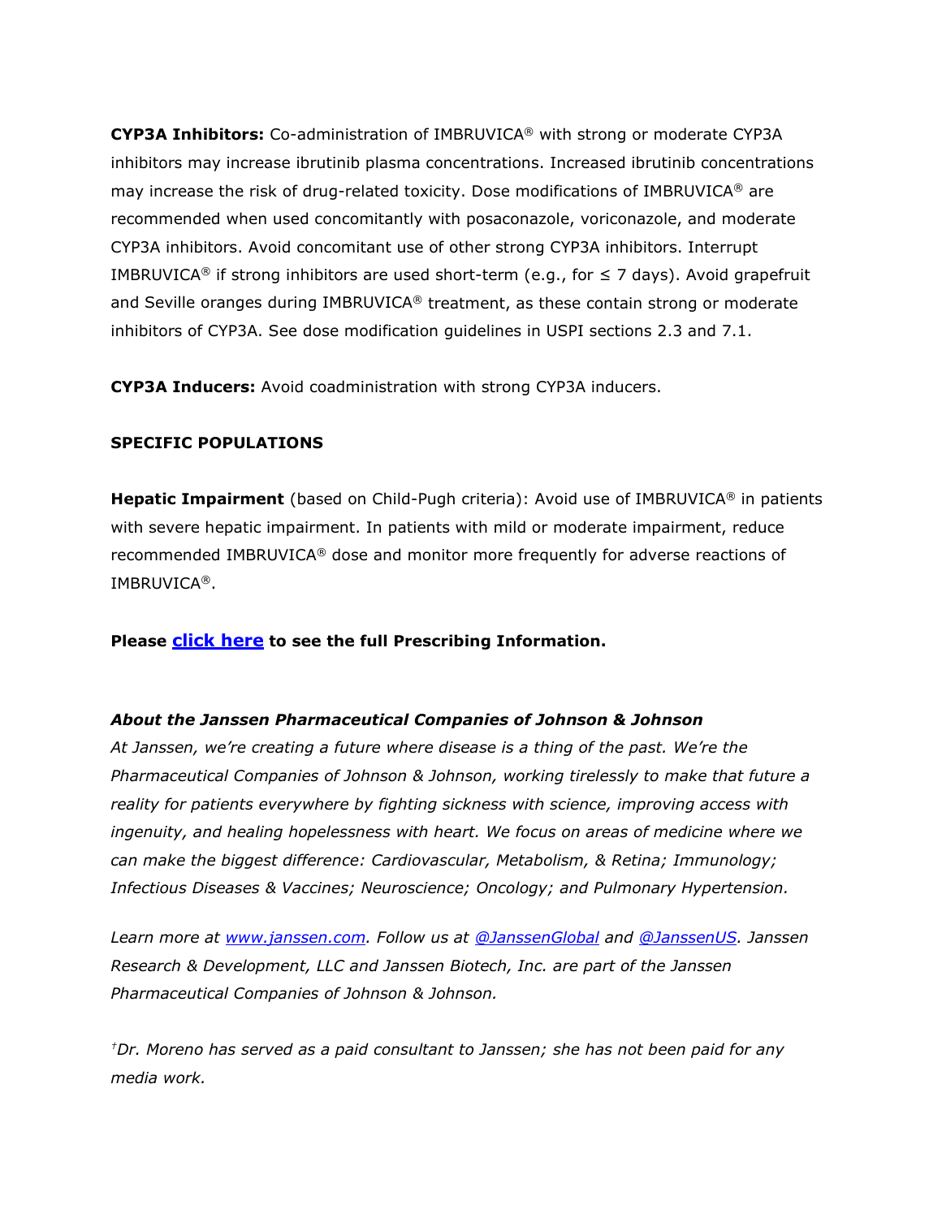**CYP3A Inhibitors:** Co-administration of IMBRUVICA® with strong or moderate CYP3A inhibitors may increase ibrutinib plasma concentrations. Increased ibrutinib concentrations may increase the risk of drug-related toxicity. Dose modifications of IMBRUVICA® are recommended when used concomitantly with posaconazole, voriconazole, and moderate CYP3A inhibitors. Avoid concomitant use of other strong CYP3A inhibitors. Interrupt IMBRUVICA® if strong inhibitors are used short-term (e.g., for ≤ 7 days). Avoid grapefruit and Seville oranges during IMBRUVICA® treatment, as these contain strong or moderate inhibitors of CYP3A. See dose modification guidelines in USPI sections 2.3 and 7.1.

**CYP3A Inducers:** Avoid coadministration with strong CYP3A inducers.

**SPECIFIC POPULATIONS**

**Hepatic Impairment** (based on Child-Pugh criteria): Avoid use of IMBRUVICA® in patients with severe hepatic impairment. In patients with mild or moderate impairment, reduce recommended IMBRUVICA® dose and monitor more frequently for adverse reactions of IMBRUVICA®.

**Please click here to see the full Prescribing Information.**

***About the Janssen Pharmaceutical Companies of Johnson & Johnson***

*At Janssen, we're creating a future where disease is a thing of the past. We're the Pharmaceutical Companies of Johnson & Johnson, working tirelessly to make that future a reality for patients everywhere by fighting sickness with science, improving access with ingenuity, and healing hopelessness with heart. We focus on areas of medicine where we can make the biggest difference: Cardiovascular, Metabolism, & Retina; Immunology; Infectious Diseases & Vaccines; Neuroscience; Oncology; and Pulmonary Hypertension.*

*Learn more at www.janssen.com. Follow us at @JanssenGlobal and @JanssenUS. Janssen Research & Development, LLC and Janssen Biotech, Inc. are part of the Janssen Pharmaceutical Companies of Johnson & Johnson.*

*†Dr. Moreno has served as a paid consultant to Janssen; she has not been paid for any media work.*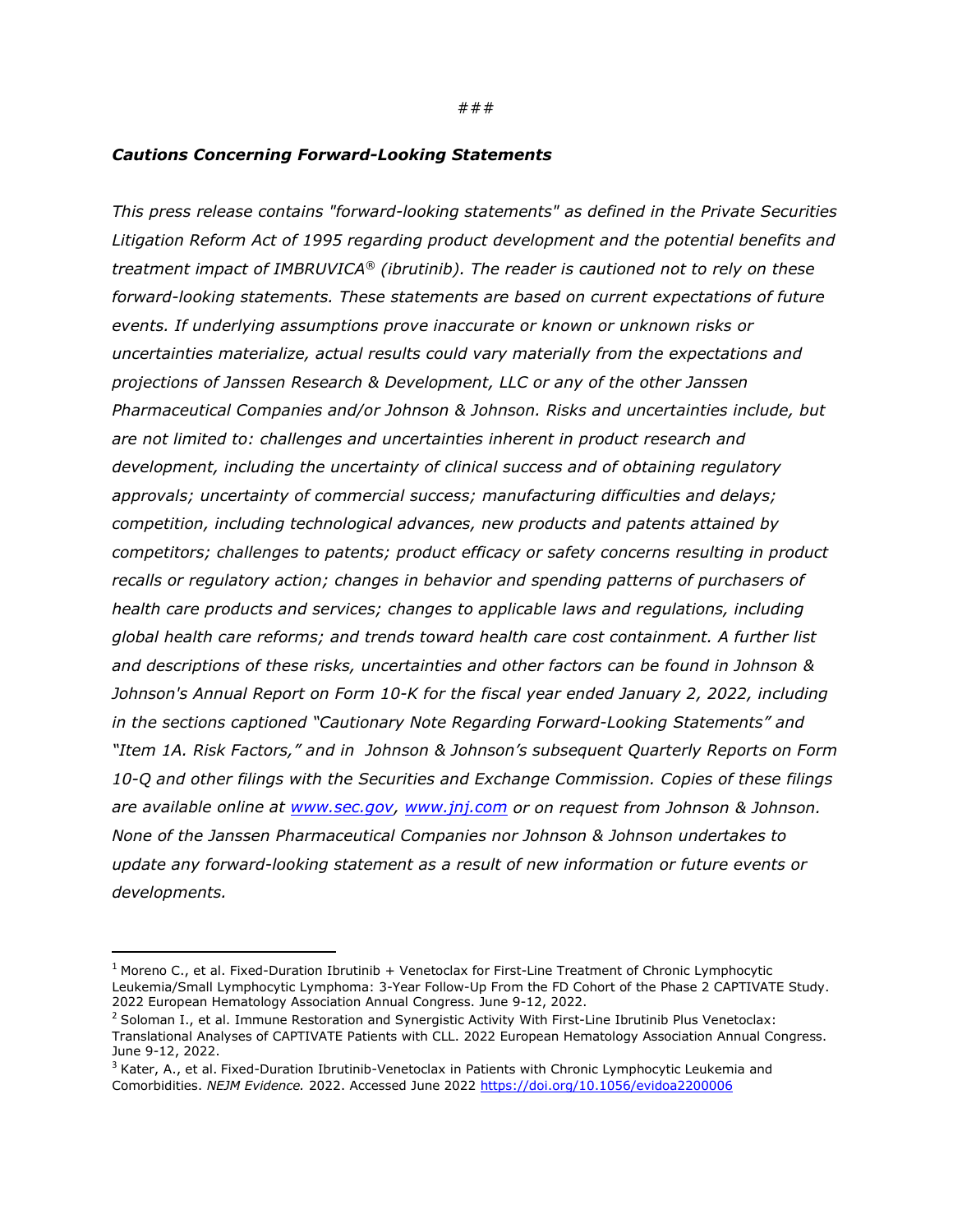###

***Cautions Concerning Forward-Looking Statements***

*This press release contains "forward-looking statements" as defined in the Private Securities Litigation Reform Act of 1995 regarding product development and the potential benefits and treatment impact of IMBRUVICA® (ibrutinib). The reader is cautioned not to rely on these forward-looking statements. These statements are based on current expectations of future events. If underlying assumptions prove inaccurate or known or unknown risks or uncertainties materialize, actual results could vary materially from the expectations and projections of Janssen Research & Development, LLC or any of the other Janssen Pharmaceutical Companies and/or Johnson & Johnson. Risks and uncertainties include, but are not limited to: challenges and uncertainties inherent in product research and development, including the uncertainty of clinical success and of obtaining regulatory approvals; uncertainty of commercial success; manufacturing difficulties and delays; competition, including technological advances, new products and patents attained by competitors; challenges to patents; product efficacy or safety concerns resulting in product recalls or regulatory action; changes in behavior and spending patterns of purchasers of health care products and services; changes to applicable laws and regulations, including global health care reforms; and trends toward health care cost containment. A further list and descriptions of these risks, uncertainties and other factors can be found in Johnson & Johnson's Annual Report on Form 10-K for the fiscal year ended January 2, 2022, including in the sections captioned "Cautionary Note Regarding Forward-Looking Statements" and "Item 1A. Risk Factors," and in Johnson & Johnson's subsequent Quarterly Reports on Form 10-Q and other filings with the Securities and Exchange Commission. Copies of these filings are available online at [www.sec.gov](http://www.sec.gov), [www.jnj.com](http://www.jnj.com) or on request from Johnson & Johnson. None of the Janssen Pharmaceutical Companies nor Johnson & Johnson undertakes to update any forward-looking statement as a result of new information or future events or developments.*

---

[1] Moreno C., et al. Fixed-Duration Ibrutinib + Venetoclax for First-Line Treatment of Chronic Lymphocytic Leukemia/Small Lymphocytic Lymphoma: 3-Year Follow-Up From the FD Cohort of the Phase 2 CAPTIVATE Study. 2022 European Hematology Association Annual Congress. June 9-12, 2022.

[2] Soloman I., et al. Immune Restoration and Synergistic Activity With First-Line Ibrutinib Plus Venetoclax: Translational Analyses of CAPTIVATE Patients with CLL. 2022 European Hematology Association Annual Congress. June 9-12, 2022.

[3] Kater, A., et al. Fixed-Duration Ibrutinib-Venetoclax in Patients with Chronic Lymphocytic Leukemia and Comorbidities. *NEJM Evidence.* 2022. Accessed June 2022 https://doi.org/10.1056/evidoa2200006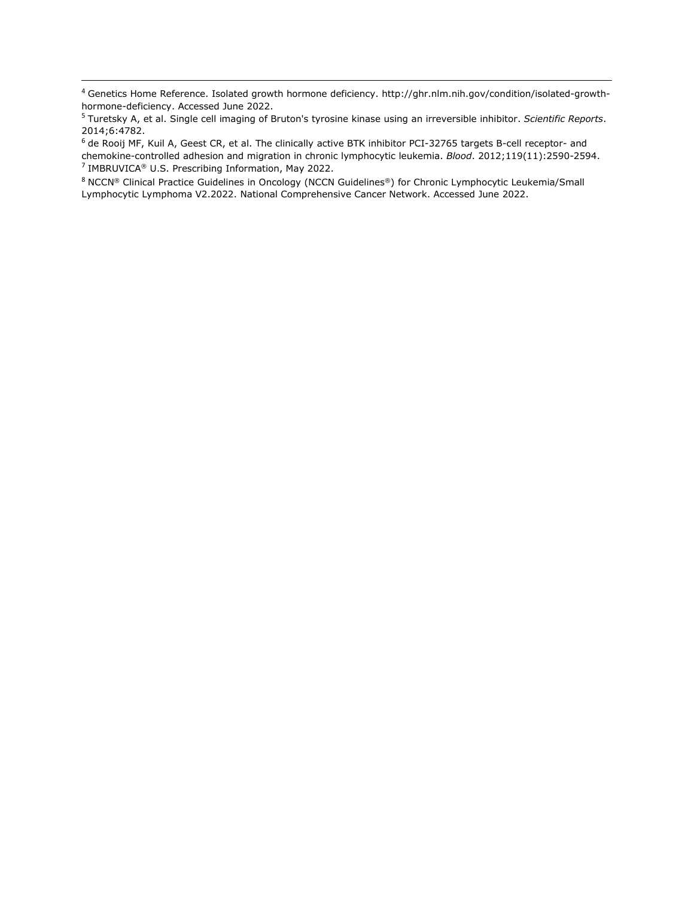[4] Genetics Home Reference. Isolated growth hormone deficiency. http://ghr.nlm.nih.gov/condition/isolated-growth-hormone-deficiency. Accessed June 2022.

[5] Turetsky A, et al. Single cell imaging of Bruton's tyrosine kinase using an irreversible inhibitor. *Scientific Reports*. 2014;6:4782.

[6] de Rooij MF, Kuil A, Geest CR, et al. The clinically active BTK inhibitor PCI-32765 targets B-cell receptor- and chemokine-controlled adhesion and migration in chronic lymphocytic leukemia. *Blood*. 2012;119(11):2590-2594.

[7] IMBRUVICA® U.S. Prescribing Information, May 2022.

[8] NCCN® Clinical Practice Guidelines in Oncology (NCCN Guidelines®) for Chronic Lymphocytic Leukemia/Small Lymphocytic Lymphoma V2.2022. National Comprehensive Cancer Network. Accessed June 2022.